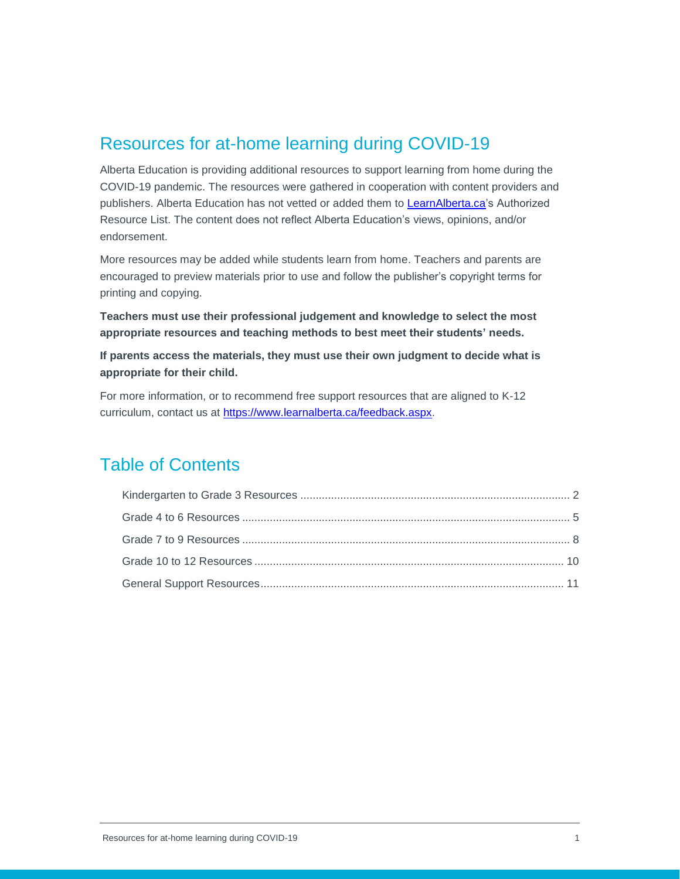# Resources for at-home learning during COVID-19

Alberta Education is providing additional resources to support learning from home during the COVID-19 pandemic. The resources were gathered in cooperation with content providers and publishers. Alberta Education has not vetted or added them to [LearnAlberta.ca](LearnAlberta.ca)'s Authorized Resource List. The content does not reflect Alberta Education's views, opinions, and/or endorsement.

More resources may be added while students learn from home. Teachers and parents are encouraged to preview materials prior to use and follow the publisher's copyright terms for printing and copying.

**Teachers must use their professional judgement and knowledge to select the most appropriate resources and teaching methods to best meet their students' needs.**

**If parents access the materials, they must use their own judgment to decide what is appropriate for their child.**

For more information, or to recommend free support resources that are aligned to K-12 curriculum, contact us at [https://www.learnalberta.ca/feedback.aspx](https://www.learnalberta.ca/feedback.aspx).

# Table of Contents

- Kindergarten to Grade 3 Resources ..... 2
- Grade 4 to 6 Resources ..... 5
- Grade 7 to 9 Resources ..... 8
- Grade 10 to 12 Resources ..... 10
- General Support Resources ..... 11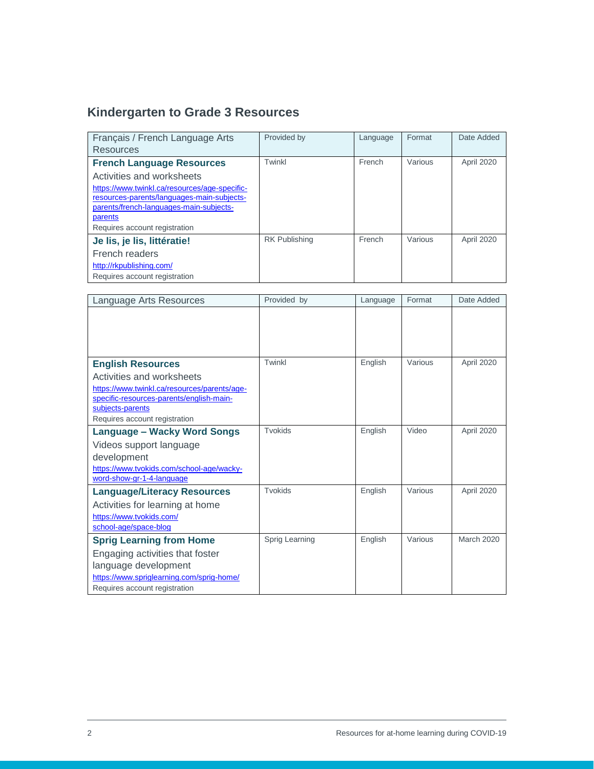## Kindergarten to Grade 3 Resources

| Français / French Language Arts Resources | Provided by | Language | Format | Date Added |
|---|---|---|---|---|
| **French Language Resources**<br>Activities and worksheets<br>https://www.twinkl.ca/resources/age-specific-resources-parents/languages-main-subjects-parents/french-languages-main-subjects-parents<br>Requires account registration | Twinkl | French | Various | April 2020 |
| **Je lis, je lis, littératie!**<br>French readers<br>http://rkpublishing.com/<br>Requires account registration | RK Publishing | French | Various | April 2020 |

| Language Arts Resources | Provided by | Language | Format | Date Added |
|---|---|---|---|---|
| | | | | |
| **English Resources**<br>Activities and worksheets<br>https://www.twinkl.ca/resources/parents/age-specific-resources-parents/english-main-subjects-parents<br>Requires account registration | Twinkl | English | Various | April 2020 |
| **Language – Wacky Word Songs**<br>Videos support language development<br>https://www.tvokids.com/school-age/wacky-word-show-gr-1-4-language | Tvokids | English | Video | April 2020 |
| **Language/Literacy Resources**<br>Activities for learning at home<br>https://www.tvokids.com/school-age/space-blog | Tvokids | English | Various | April 2020 |
| **Sprig Learning from Home**<br>Engaging activities that foster language development<br>https://www.spriglearning.com/sprig-home/<br>Requires account registration | Sprig Learning | English | Various | March 2020 |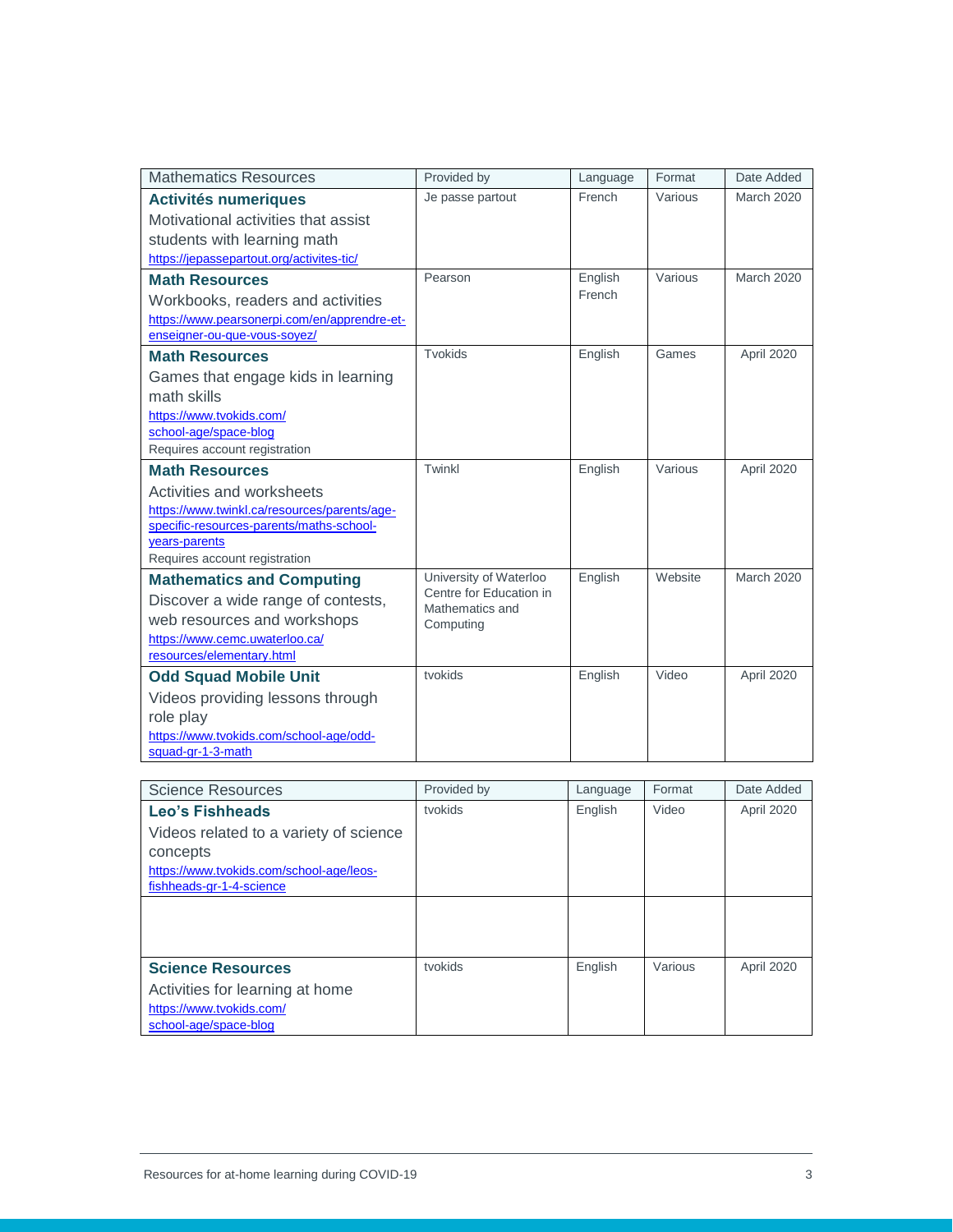| Mathematics Resources | Provided by | Language | Format | Date Added |
| --- | --- | --- | --- | --- |
| **Activités numeriques**<br>Motivational activities that assist students with learning math<br>https://jepassepartout.org/activites-tic/ | Je passe partout | French | Various | March 2020 |
| **Math Resources**<br>Workbooks, readers and activities<br>https://www.pearsonerpi.com/en/apprendre-et-enseigner-ou-que-vous-soyez/ | Pearson | English<br>French | Various | March 2020 |
| **Math Resources**<br>Games that engage kids in learning math skills<br>https://www.tvokids.com/school-age/space-blog<br>Requires account registration | Tvokids | English | Games | April 2020 |
| **Math Resources**<br>Activities and worksheets<br>https://www.twinkl.ca/resources/parents/age-specific-resources-parents/maths-school-years-parents<br>Requires account registration | Twinkl | English | Various | April 2020 |
| **Mathematics and Computing**<br>Discover a wide range of contests, web resources and workshops<br>https://www.cemc.uwaterloo.ca/resources/elementary.html | University of Waterloo Centre for Education in Mathematics and Computing | English | Website | March 2020 |
| **Odd Squad Mobile Unit**<br>Videos providing lessons through role play<br>https://www.tvokids.com/school-age/odd-squad-gr-1-3-math | tvokids | English | Video | April 2020 |

| Science Resources | Provided by | Language | Format | Date Added |
| --- | --- | --- | --- | --- |
| **Leo's Fishheads**<br>Videos related to a variety of science concepts<br>https://www.tvokids.com/school-age/leos-fishheads-gr-1-4-science | tvokids | English | Video | April 2020 |
| | | | | |
| **Science Resources**<br>Activities for learning at home<br>https://www.tvokids.com/school-age/space-blog | tvokids | English | Various | April 2020 |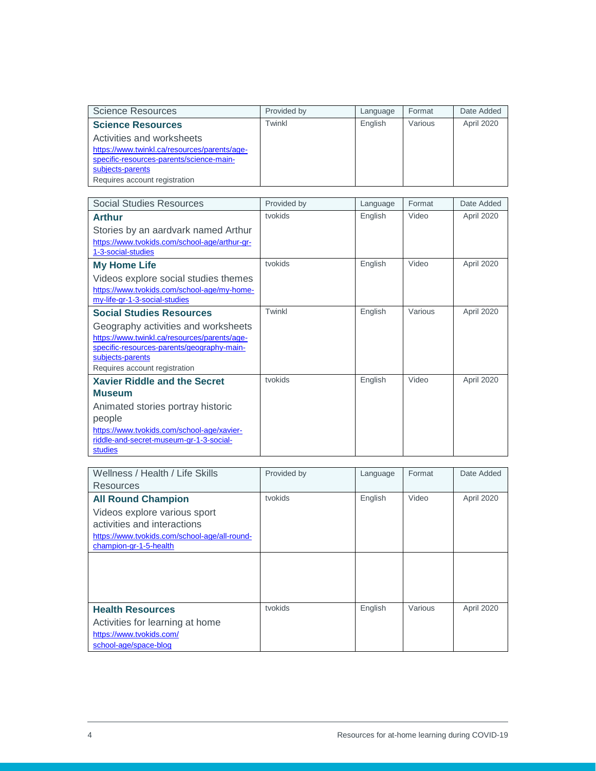| Science Resources | Provided by | Language | Format | Date Added |
|---|---|---|---|---|
| **Science Resources**<br>Activities and worksheets<br>https://www.twinkl.ca/resources/parents/age-specific-resources-parents/science-main-subjects-parents<br>Requires account registration | Twinkl | English | Various | April 2020 |

| Social Studies Resources | Provided by | Language | Format | Date Added |
|---|---|---|---|---|
| **Arthur**<br>Stories by an aardvark named Arthur<br>https://www.tvokids.com/school-age/arthur-gr-1-3-social-studies | tvokids | English | Video | April 2020 |
| **My Home Life**<br>Videos explore social studies themes<br>https://www.tvokids.com/school-age/my-home-my-life-gr-1-3-social-studies | tvokids | English | Video | April 2020 |
| **Social Studies Resources**<br>Geography activities and worksheets<br>https://www.twinkl.ca/resources/parents/age-specific-resources-parents/geography-main-subjects-parents<br>Requires account registration | Twinkl | English | Various | April 2020 |
| **Xavier Riddle and the Secret Museum**<br>Animated stories portray historic people<br>https://www.tvokids.com/school-age/xavier-riddle-and-secret-museum-gr-1-3-social-studies | tvokids | English | Video | April 2020 |

| Wellness / Health / Life Skills Resources | Provided by | Language | Format | Date Added |
|---|---|---|---|---|
| **All Round Champion**<br>Videos explore various sport activities and interactions<br>https://www.tvokids.com/school-age/all-round-champion-gr-1-5-health | tvokids | English | Video | April 2020 |
| | | | | |
| **Health Resources**<br>Activities for learning at home<br>https://www.tvokids.com/school-age/space-blog | tvokids | English | Various | April 2020 |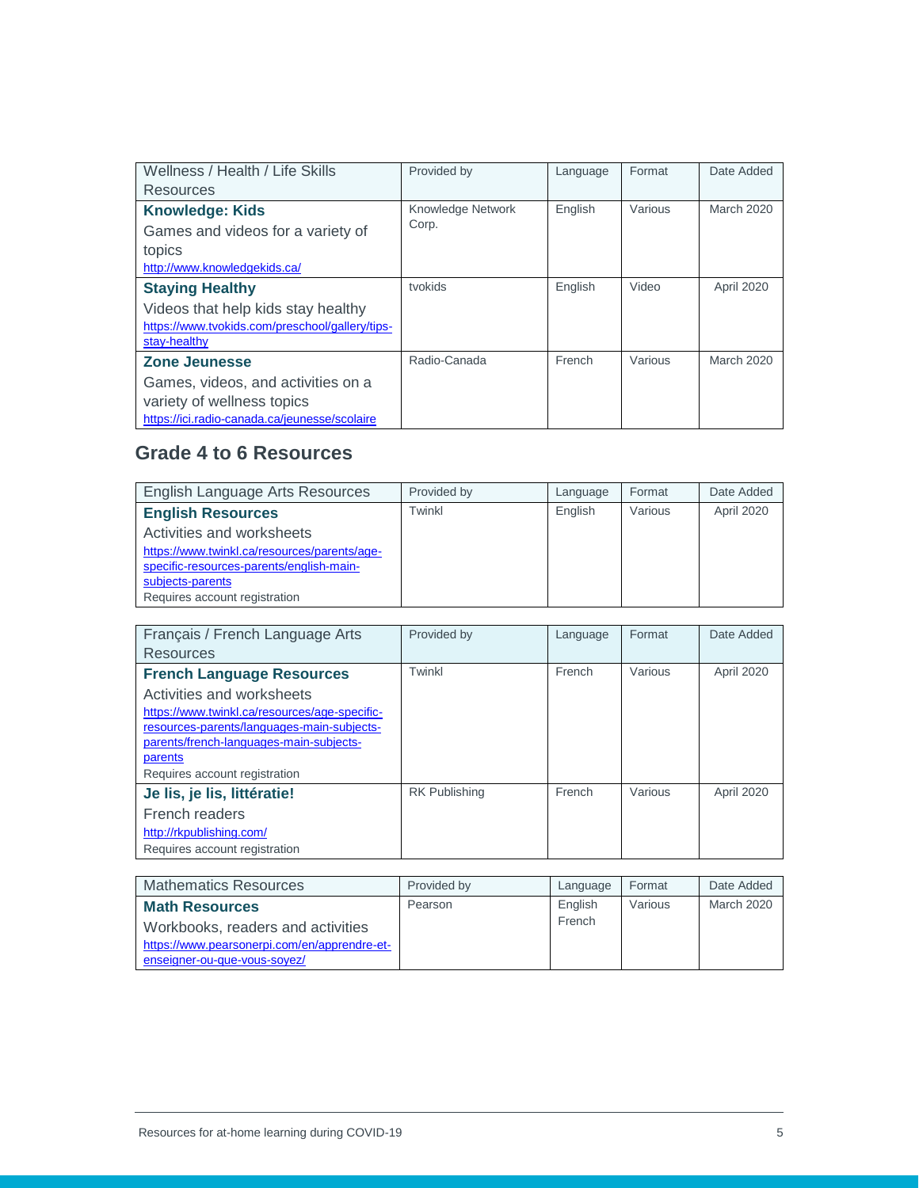| Wellness / Health / Life Skills Resources | Provided by | Language | Format | Date Added |
|---|---|---|---|---|
| **Knowledge: Kids**<br>Games and videos for a variety of topics<br>http://www.knowledgekids.ca/ | Knowledge Network Corp. | English | Various | March 2020 |
| **Staying Healthy**<br>Videos that help kids stay healthy<br>https://www.tvokids.com/preschool/gallery/tips-stay-healthy | tvokids | English | Video | April 2020 |
| **Zone Jeunesse**<br>Games, videos, and activities on a variety of wellness topics<br>https://ici.radio-canada.ca/jeunesse/scolaire | Radio-Canada | French | Various | March 2020 |

## Grade 4 to 6 Resources

| English Language Arts Resources | Provided by | Language | Format | Date Added |
|---|---|---|---|---|
| **English Resources**<br>Activities and worksheets<br>https://www.twinkl.ca/resources/parents/age-specific-resources-parents/english-main-subjects-parents<br>Requires account registration | Twinkl | English | Various | April 2020 |

| Français / French Language Arts Resources | Provided by | Language | Format | Date Added |
|---|---|---|---|---|
| **French Language Resources**<br>Activities and worksheets<br>https://www.twinkl.ca/resources/age-specific-resources-parents/languages-main-subjects-parents/french-languages-main-subjects-parents<br>Requires account registration | Twinkl | French | Various | April 2020 |
| **Je lis, je lis, littératie!**<br>French readers<br>http://rkpublishing.com/<br>Requires account registration | RK Publishing | French | Various | April 2020 |

| Mathematics Resources | Provided by | Language | Format | Date Added |
|---|---|---|---|---|
| **Math Resources**<br>Workbooks, readers and activities<br>https://www.pearsonerpi.com/en/apprendre-et-enseigner-ou-que-vous-soyez/ | Pearson | English<br>French | Various | March 2020 |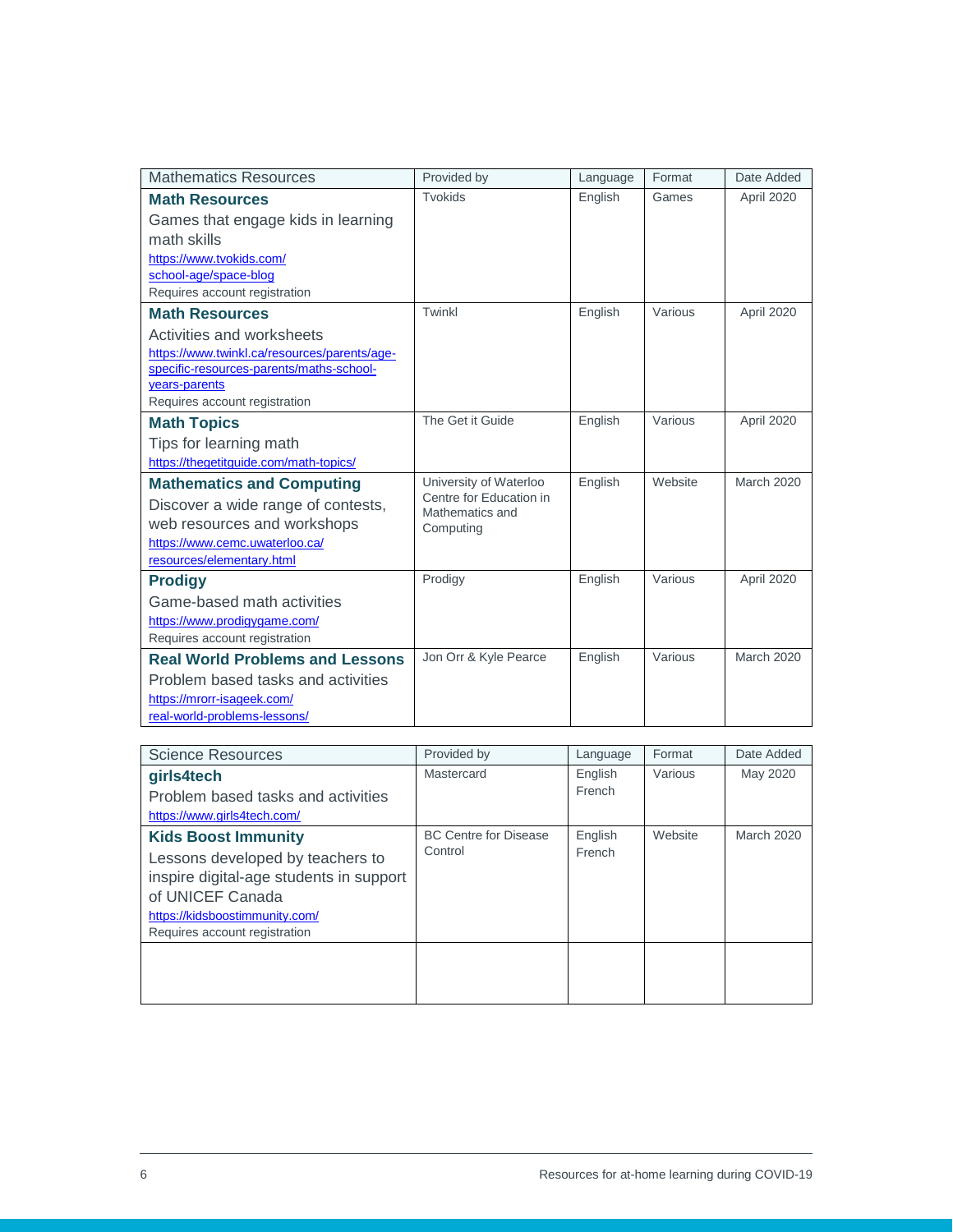| Mathematics Resources | Provided by | Language | Format | Date Added |
|---|---|---|---|---|
| **Math Resources**<br>Games that engage kids in learning math skills<br>https://www.tvokids.com/school-age/space-blog<br>Requires account registration | Tvokids | English | Games | April 2020 |
| **Math Resources**<br>Activities and worksheets<br>https://www.twinkl.ca/resources/parents/age-specific-resources-parents/maths-school-years-parents<br>Requires account registration | Twinkl | English | Various | April 2020 |
| **Math Topics**<br>Tips for learning math<br>https://thegetitguide.com/math-topics/ | The Get it Guide | English | Various | April 2020 |
| **Mathematics and Computing**<br>Discover a wide range of contests, web resources and workshops<br>https://www.cemc.uwaterloo.ca/resources/elementary.html | University of Waterloo Centre for Education in Mathematics and Computing | English | Website | March 2020 |
| **Prodigy**<br>Game-based math activities<br>https://www.prodigygame.com/<br>Requires account registration | Prodigy | English | Various | April 2020 |
| **Real World Problems and Lessons**<br>Problem based tasks and activities<br>https://mrorr-isageek.com/real-world-problems-lessons/ | Jon Orr & Kyle Pearce | English | Various | March 2020 |

| Science Resources | Provided by | Language | Format | Date Added |
|---|---|---|---|---|
| **girls4tech**<br>Problem based tasks and activities<br>https://www.girls4tech.com/ | Mastercard | English<br>French | Various | May 2020 |
| **Kids Boost Immunity**<br>Lessons developed by teachers to inspire digital-age students in support of UNICEF Canada<br>https://kidsboostimmunity.com/<br>Requires account registration | BC Centre for Disease Control | English<br>French | Website | March 2020 |
| | | | | |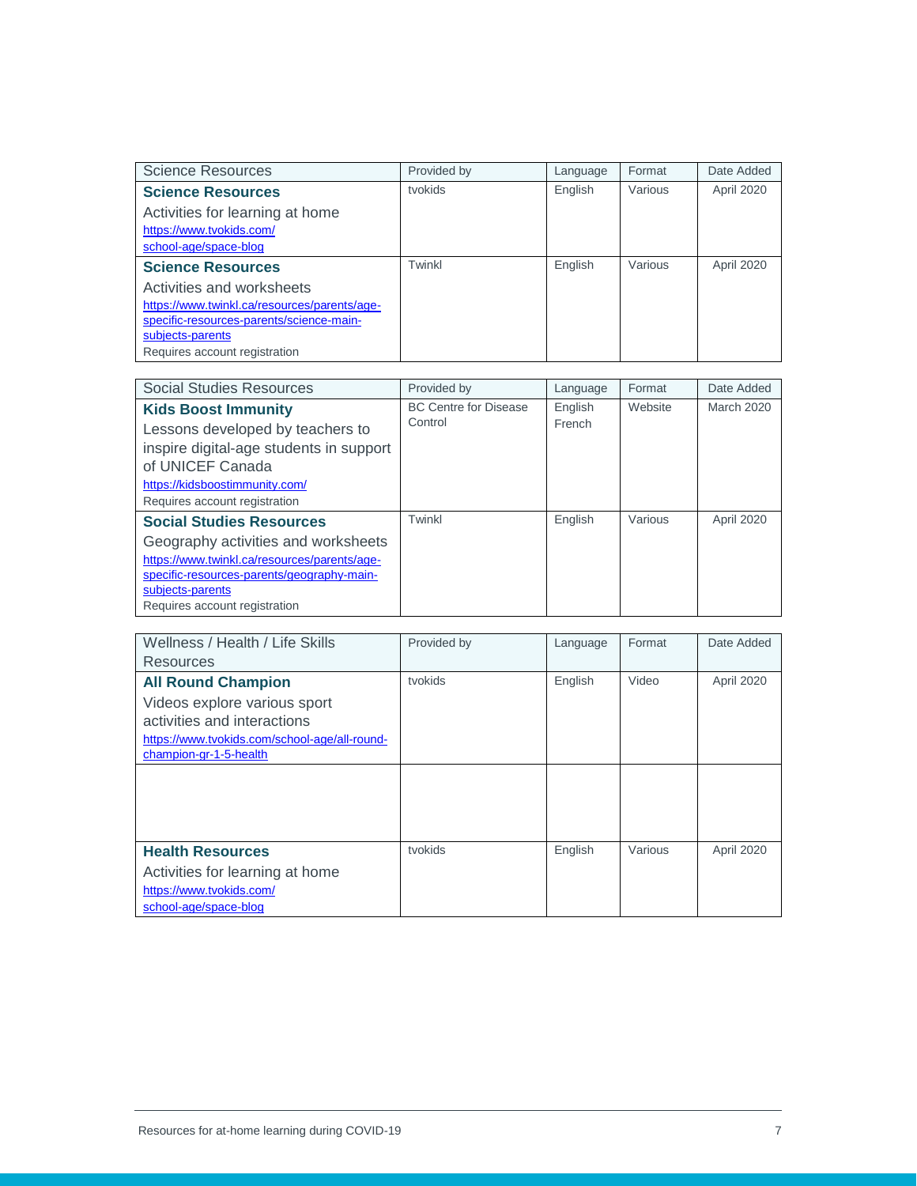| Science Resources | Provided by | Language | Format | Date Added |
|---|---|---|---|---|
| **Science Resources**<br>Activities for learning at home<br>https://www.tvokids.com/school-age/space-blog | tvokids | English | Various | April 2020 |
| **Science Resources**<br>Activities and worksheets<br>https://www.twinkl.ca/resources/parents/age-specific-resources-parents/science-main-subjects-parents<br>Requires account registration | Twinkl | English | Various | April 2020 |

| Social Studies Resources | Provided by | Language | Format | Date Added |
|---|---|---|---|---|
| **Kids Boost Immunity**<br>Lessons developed by teachers to inspire digital-age students in support of UNICEF Canada<br>https://kidsboostimmunity.com/<br>Requires account registration | BC Centre for Disease Control | English<br>French | Website | March 2020 |
| **Social Studies Resources**<br>Geography activities and worksheets<br>https://www.twinkl.ca/resources/parents/age-specific-resources-parents/geography-main-subjects-parents<br>Requires account registration | Twinkl | English | Various | April 2020 |

| Wellness / Health / Life Skills Resources | Provided by | Language | Format | Date Added |
|---|---|---|---|---|
| **All Round Champion**<br>Videos explore various sport activities and interactions<br>https://www.tvokids.com/school-age/all-round-champion-gr-1-5-health | tvokids | English | Video | April 2020 |
| | | | | |
| **Health Resources**<br>Activities for learning at home<br>https://www.tvokids.com/school-age/space-blog | tvokids | English | Various | April 2020 |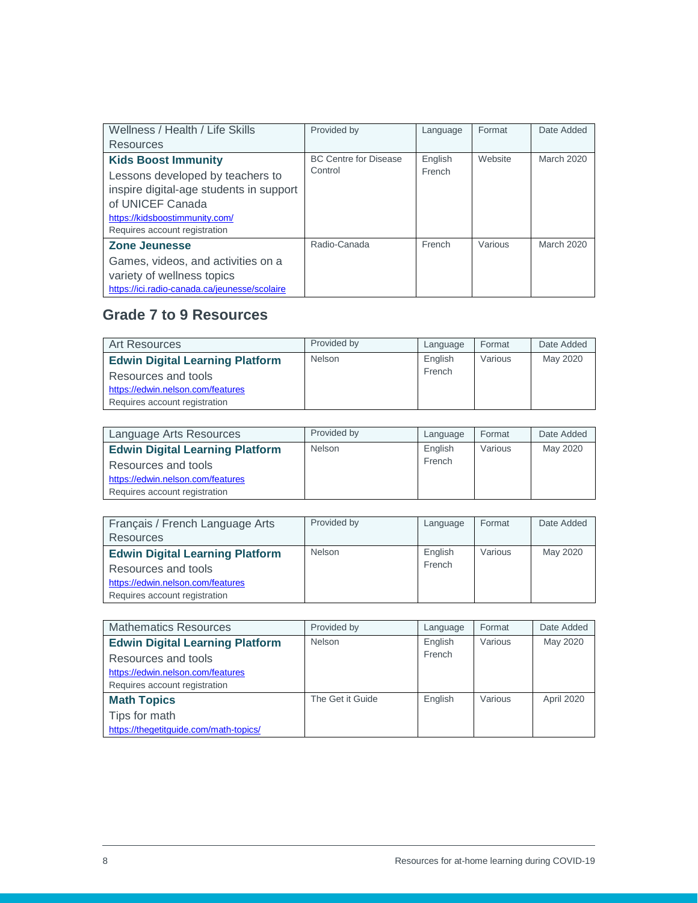| Wellness / Health / Life Skills Resources | Provided by | Language | Format | Date Added |
|---|---|---|---|---|
| **Kids Boost Immunity**<br>Lessons developed by teachers to inspire digital-age students in support of UNICEF Canada<br>https://kidsboostimmunity.com/<br>Requires account registration | BC Centre for Disease Control | English<br>French | Website | March 2020 |
| **Zone Jeunesse**<br>Games, videos, and activities on a variety of wellness topics<br>https://ici.radio-canada.ca/jeunesse/scolaire | Radio-Canada | French | Various | March 2020 |

## Grade 7 to 9 Resources

| Art Resources | Provided by | Language | Format | Date Added |
|---|---|---|---|---|
| **Edwin Digital Learning Platform**<br>Resources and tools<br>https://edwin.nelson.com/features<br>Requires account registration | Nelson | English<br>French | Various | May 2020 |

| Language Arts Resources | Provided by | Language | Format | Date Added |
|---|---|---|---|---|
| **Edwin Digital Learning Platform**<br>Resources and tools<br>https://edwin.nelson.com/features<br>Requires account registration | Nelson | English<br>French | Various | May 2020 |

| Français / French Language Arts Resources | Provided by | Language | Format | Date Added |
|---|---|---|---|---|
| **Edwin Digital Learning Platform**<br>Resources and tools<br>https://edwin.nelson.com/features<br>Requires account registration | Nelson | English<br>French | Various | May 2020 |

| Mathematics Resources | Provided by | Language | Format | Date Added |
|---|---|---|---|---|
| **Edwin Digital Learning Platform**<br>Resources and tools<br>https://edwin.nelson.com/features<br>Requires account registration | Nelson | English<br>French | Various | May 2020 |
| **Math Topics**<br>Tips for math<br>https://thegetitguide.com/math-topics/ | The Get it Guide | English | Various | April 2020 |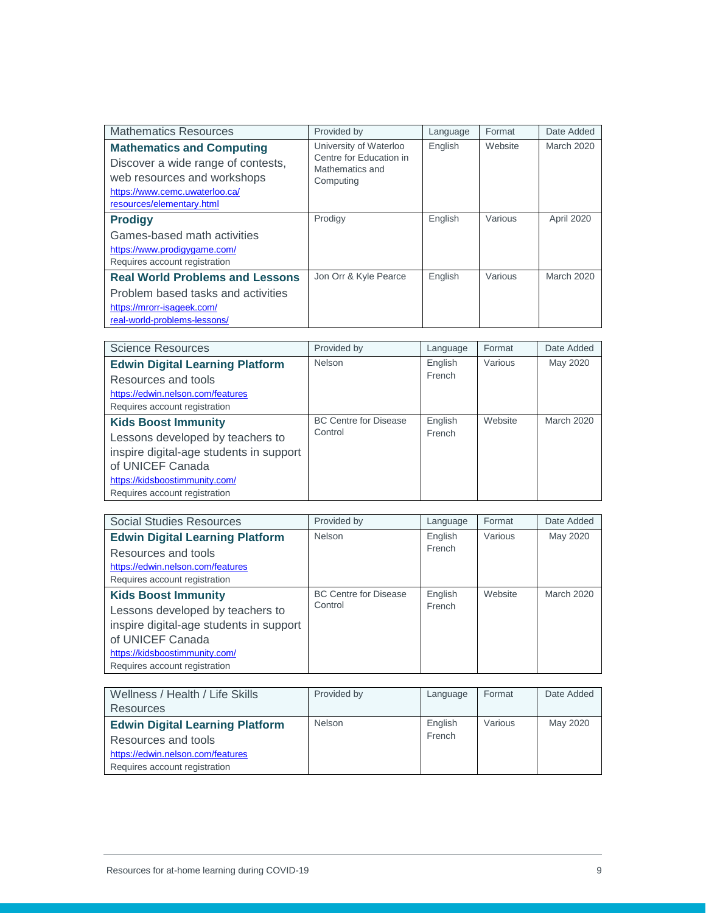| Mathematics Resources | Provided by | Language | Format | Date Added |
|---|---|---|---|---|
| **Mathematics and Computing**<br>Discover a wide range of contests, web resources and workshops<br>https://www.cemc.uwaterloo.ca/resources/elementary.html | University of Waterloo Centre for Education in Mathematics and Computing | English | Website | March 2020 |
| **Prodigy**<br>Games-based math activities<br>https://www.prodigygame.com/<br>Requires account registration | Prodigy | English | Various | April 2020 |
| **Real World Problems and Lessons**<br>Problem based tasks and activities<br>https://mrorr-isageek.com/real-world-problems-lessons/ | Jon Orr & Kyle Pearce | English | Various | March 2020 |

| Science Resources | Provided by | Language | Format | Date Added |
|---|---|---|---|---|
| **Edwin Digital Learning Platform**<br>Resources and tools<br>https://edwin.nelson.com/features<br>Requires account registration | Nelson | English<br>French | Various | May 2020 |
| **Kids Boost Immunity**<br>Lessons developed by teachers to inspire digital-age students in support of UNICEF Canada<br>https://kidsboostimmunity.com/<br>Requires account registration | BC Centre for Disease Control | English<br>French | Website | March 2020 |

| Social Studies Resources | Provided by | Language | Format | Date Added |
|---|---|---|---|---|
| **Edwin Digital Learning Platform**<br>Resources and tools<br>https://edwin.nelson.com/features<br>Requires account registration | Nelson | English<br>French | Various | May 2020 |
| **Kids Boost Immunity**<br>Lessons developed by teachers to inspire digital-age students in support of UNICEF Canada<br>https://kidsboostimmunity.com/<br>Requires account registration | BC Centre for Disease Control | English<br>French | Website | March 2020 |

| Wellness / Health / Life Skills Resources | Provided by | Language | Format | Date Added |
|---|---|---|---|---|
| **Edwin Digital Learning Platform**<br>Resources and tools<br>https://edwin.nelson.com/features<br>Requires account registration | Nelson | English<br>French | Various | May 2020 |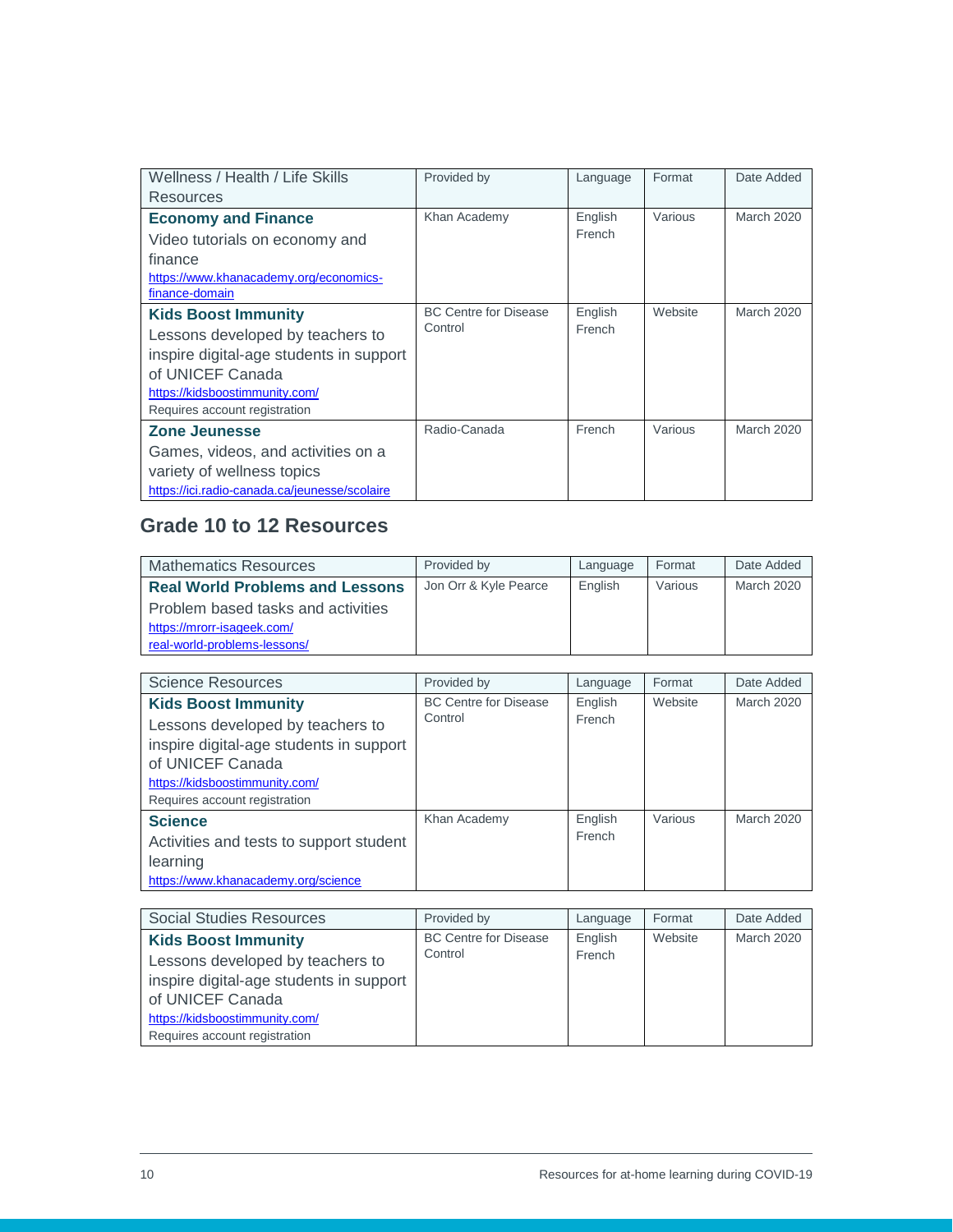| Wellness / Health / Life Skills Resources | Provided by | Language | Format | Date Added |
|---|---|---|---|---|
| **Economy and Finance**<br>Video tutorials on economy and finance<br>https://www.khanacademy.org/economics-finance-domain | Khan Academy | English<br>French | Various | March 2020 |
| **Kids Boost Immunity**<br>Lessons developed by teachers to inspire digital-age students in support of UNICEF Canada<br>https://kidsboostimmunity.com/<br>Requires account registration | BC Centre for Disease Control | English<br>French | Website | March 2020 |
| **Zone Jeunesse**<br>Games, videos, and activities on a variety of wellness topics<br>https://ici.radio-canada.ca/jeunesse/scolaire | Radio-Canada | French | Various | March 2020 |

## Grade 10 to 12 Resources

| Mathematics Resources | Provided by | Language | Format | Date Added |
|---|---|---|---|---|
| **Real World Problems and Lessons**<br>Problem based tasks and activities<br>https://mrorr-isageek.com/real-world-problems-lessons/ | Jon Orr & Kyle Pearce | English | Various | March 2020 |

| Science Resources | Provided by | Language | Format | Date Added |
|---|---|---|---|---|
| **Kids Boost Immunity**<br>Lessons developed by teachers to inspire digital-age students in support of UNICEF Canada<br>https://kidsboostimmunity.com/<br>Requires account registration | BC Centre for Disease Control | English<br>French | Website | March 2020 |
| **Science**<br>Activities and tests to support student learning<br>https://www.khanacademy.org/science | Khan Academy | English<br>French | Various | March 2020 |

| Social Studies Resources | Provided by | Language | Format | Date Added |
|---|---|---|---|---|
| **Kids Boost Immunity**<br>Lessons developed by teachers to inspire digital-age students in support of UNICEF Canada<br>https://kidsboostimmunity.com/<br>Requires account registration | BC Centre for Disease Control | English<br>French | Website | March 2020 |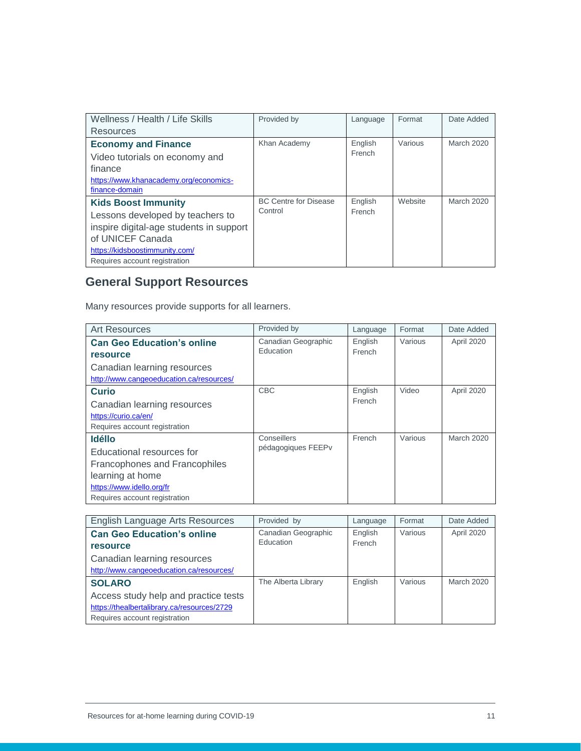| Wellness / Health / Life Skills Resources | Provided by | Language | Format | Date Added |
| --- | --- | --- | --- | --- |
| **Economy and Finance**<br>Video tutorials on economy and finance<br>https://www.khanacademy.org/economics-finance-domain | Khan Academy | English<br>French | Various | March 2020 |
| **Kids Boost Immunity**<br>Lessons developed by teachers to inspire digital-age students in support of UNICEF Canada<br>https://kidsboostimmunity.com/<br>Requires account registration | BC Centre for Disease Control | English<br>French | Website | March 2020 |

## General Support Resources

Many resources provide supports for all learners.

| Art Resources | Provided by | Language | Format | Date Added |
| --- | --- | --- | --- | --- |
| **Can Geo Education's online resource**<br>Canadian learning resources<br>http://www.cangeoeducation.ca/resources/ | Canadian Geographic Education | English<br>French | Various | April 2020 |
| **Curio**<br>Canadian learning resources<br>https://curio.ca/en/<br>Requires account registration | CBC | English<br>French | Video | April 2020 |
| **Idéllo**<br>Educational resources for Francophones and Francophiles learning at home<br>https://www.idello.org/fr<br>Requires account registration | Conseillers pédagogiques FEEPv | French | Various | March 2020 |

| English Language Arts Resources | Provided by | Language | Format | Date Added |
| --- | --- | --- | --- | --- |
| **Can Geo Education's online resource**<br>Canadian learning resources<br>http://www.cangeoeducation.ca/resources/ | Canadian Geographic Education | English<br>French | Various | April 2020 |
| **SOLARO**<br>Access study help and practice tests<br>https://thealbertalibrary.ca/resources/2729<br>Requires account registration | The Alberta Library | English | Various | March 2020 |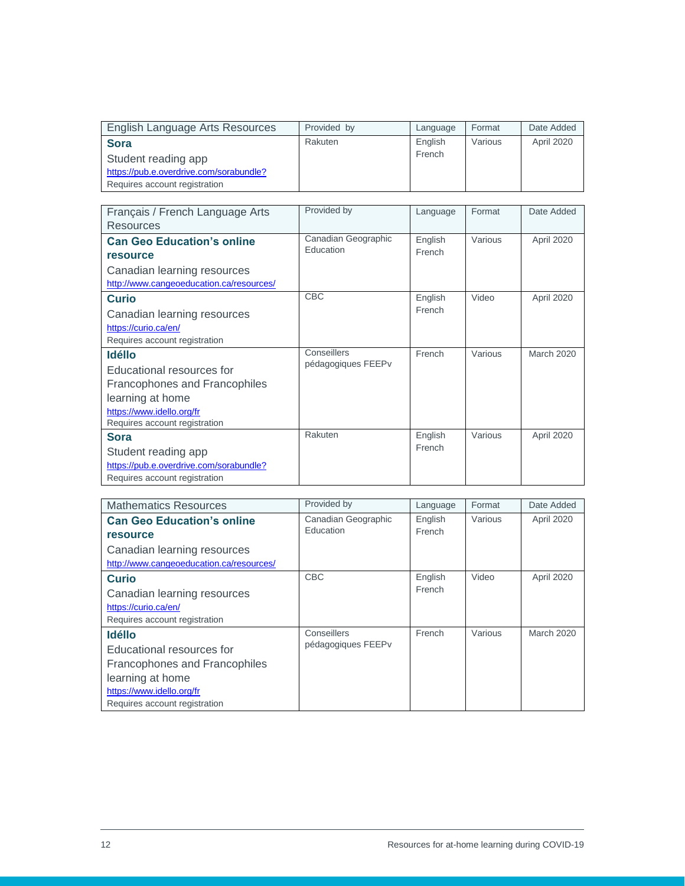| English Language Arts Resources | Provided by | Language | Format | Date Added |
|---|---|---|---|---|
| **Sora**<br>Student reading app<br>https://pub.e.overdrive.com/sorabundle?<br>Requires account registration | Rakuten | English<br>French | Various | April 2020 |

| Français / French Language Arts Resources | Provided by | Language | Format | Date Added |
|---|---|---|---|---|
| **Can Geo Education's online resource**<br>Canadian learning resources<br>http://www.cangeoeducation.ca/resources/ | Canadian Geographic Education | English<br>French | Various | April 2020 |
| **Curio**<br>Canadian learning resources<br>https://curio.ca/en/<br>Requires account registration | CBC | English<br>French | Video | April 2020 |
| **Idéllo**<br>Educational resources for Francophones and Francophiles learning at home<br>https://www.idello.org/fr<br>Requires account registration | Conseillers pédagogiques FEEPv | French | Various | March 2020 |
| **Sora**<br>Student reading app<br>https://pub.e.overdrive.com/sorabundle?<br>Requires account registration | Rakuten | English<br>French | Various | April 2020 |

| Mathematics Resources | Provided by | Language | Format | Date Added |
|---|---|---|---|---|
| **Can Geo Education's online resource**<br>Canadian learning resources<br>http://www.cangeoeducation.ca/resources/ | Canadian Geographic Education | English<br>French | Various | April 2020 |
| **Curio**<br>Canadian learning resources<br>https://curio.ca/en/<br>Requires account registration | CBC | English<br>French | Video | April 2020 |
| **Idéllo**<br>Educational resources for Francophones and Francophiles learning at home<br>https://www.idello.org/fr<br>Requires account registration | Conseillers pédagogiques FEEPv | French | Various | March 2020 |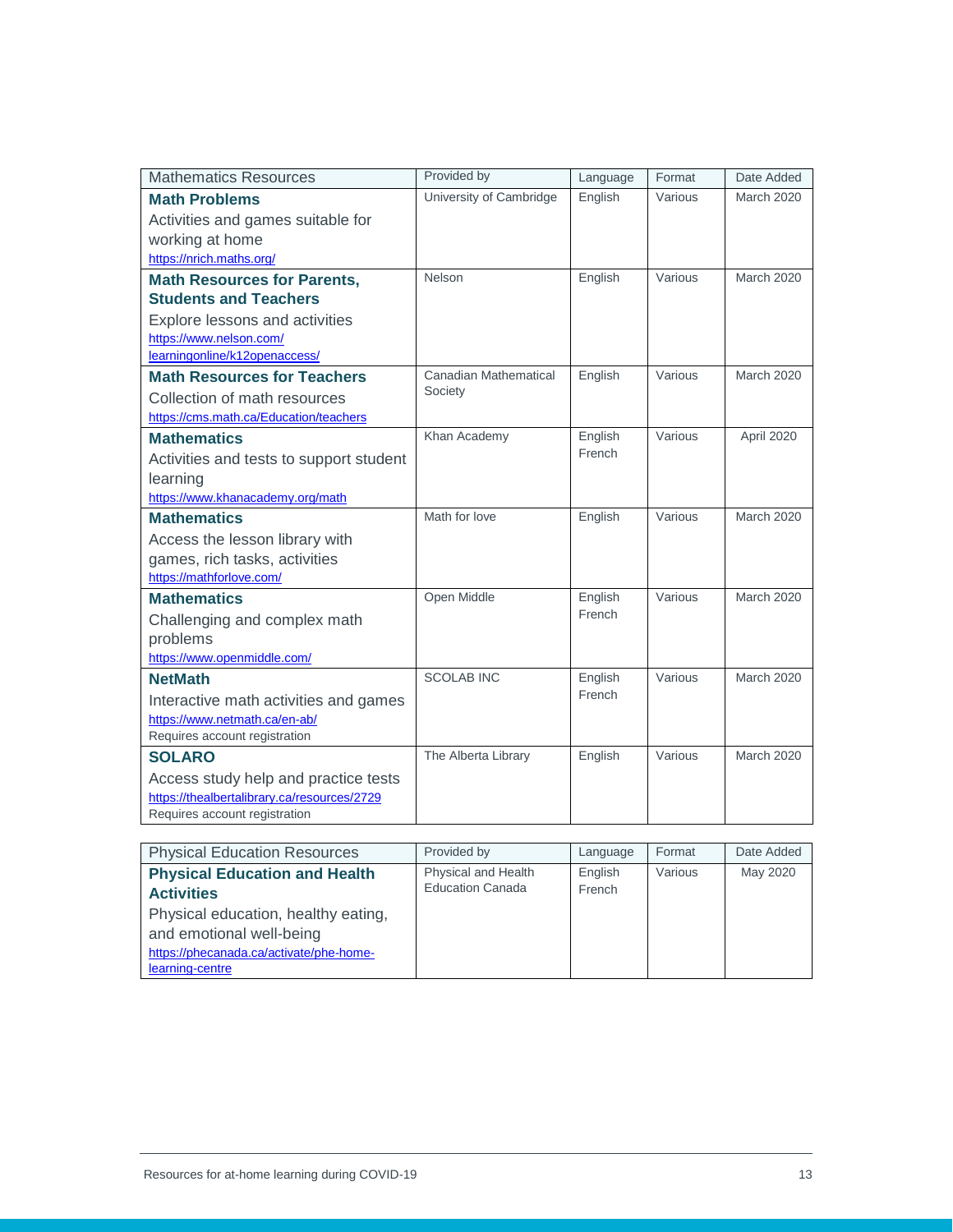| Mathematics Resources | Provided by | Language | Format | Date Added |
|---|---|---|---|---|
| **Math Problems**<br>Activities and games suitable for working at home<br>https://nrich.maths.org/ | University of Cambridge | English | Various | March 2020 |
| **Math Resources for Parents, Students and Teachers**<br>Explore lessons and activities<br>https://www.nelson.com/learningonline/k12openaccess/ | Nelson | English | Various | March 2020 |
| **Math Resources for Teachers**<br>Collection of math resources<br>https://cms.math.ca/Education/teachers | Canadian Mathematical Society | English | Various | March 2020 |
| **Mathematics**<br>Activities and tests to support student learning<br>https://www.khanacademy.org/math | Khan Academy | English<br>French | Various | April 2020 |
| **Mathematics**<br>Access the lesson library with games, rich tasks, activities<br>https://mathforlove.com/ | Math for love | English | Various | March 2020 |
| **Mathematics**<br>Challenging and complex math problems<br>https://www.openmiddle.com/ | Open Middle | English<br>French | Various | March 2020 |
| **NetMath**<br>Interactive math activities and games<br>https://www.netmath.ca/en-ab/<br>Requires account registration | SCOLAB INC | English<br>French | Various | March 2020 |
| **SOLARO**<br>Access study help and practice tests<br>https://thealbertalibrary.ca/resources/2729<br>Requires account registration | The Alberta Library | English | Various | March 2020 |

| Physical Education Resources | Provided by | Language | Format | Date Added |
|---|---|---|---|---|
| **Physical Education and Health Activities**<br>Physical education, healthy eating, and emotional well-being<br>https://phecanada.ca/activate/phe-home-learning-centre | Physical and Health Education Canada | English<br>French | Various | May 2020 |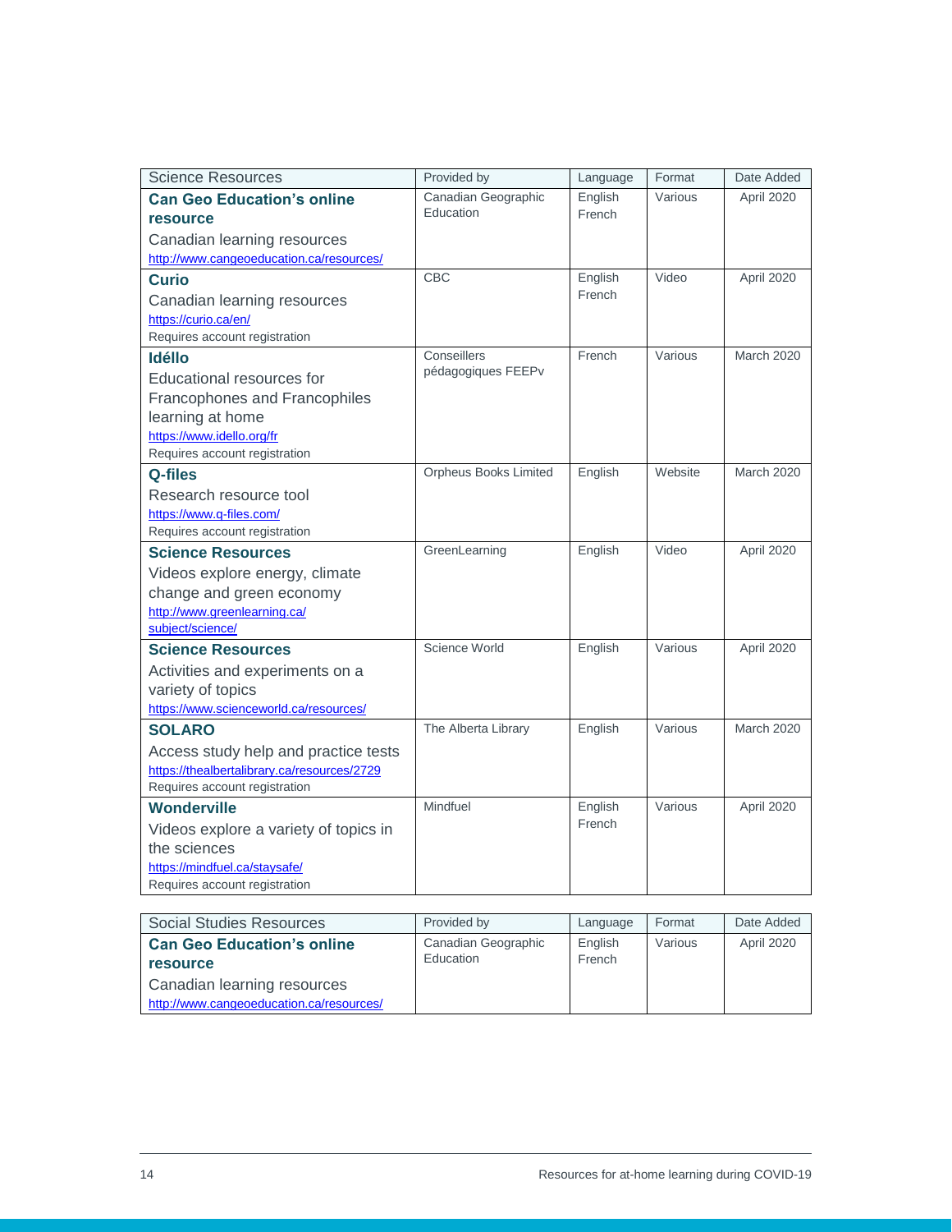| Science Resources | Provided by | Language | Format | Date Added |
|---|---|---|---|---|
| **Can Geo Education's online resource**<br>Canadian learning resources<br>http://www.cangeoeducation.ca/resources/ | Canadian Geographic Education | English<br>French | Various | April 2020 |
| **Curio**<br>Canadian learning resources<br>https://curio.ca/en/<br>Requires account registration | CBC | English<br>French | Video | April 2020 |
| **Idéllo**<br>Educational resources for Francophones and Francophiles learning at home<br>https://www.idello.org/fr<br>Requires account registration | Conseillers pédagogiques FEEPv | French | Various | March 2020 |
| **Q-files**<br>Research resource tool<br>https://www.q-files.com/<br>Requires account registration | Orpheus Books Limited | English | Website | March 2020 |
| **Science Resources**<br>Videos explore energy, climate change and green economy<br>http://www.greenlearning.ca/subject/science/ | GreenLearning | English | Video | April 2020 |
| **Science Resources**<br>Activities and experiments on a variety of topics<br>https://www.scienceworld.ca/resources/ | Science World | English | Various | April 2020 |
| **SOLARO**<br>Access study help and practice tests<br>https://thealbertalibrary.ca/resources/2729<br>Requires account registration | The Alberta Library | English | Various | March 2020 |
| **Wonderville**<br>Videos explore a variety of topics in the sciences<br>https://mindfuel.ca/staysafe/<br>Requires account registration | Mindfuel | English<br>French | Various | April 2020 |

| Social Studies Resources | Provided by | Language | Format | Date Added |
|---|---|---|---|---|
| **Can Geo Education's online resource**<br>Canadian learning resources<br>http://www.cangeoeducation.ca/resources/ | Canadian Geographic Education | English<br>French | Various | April 2020 |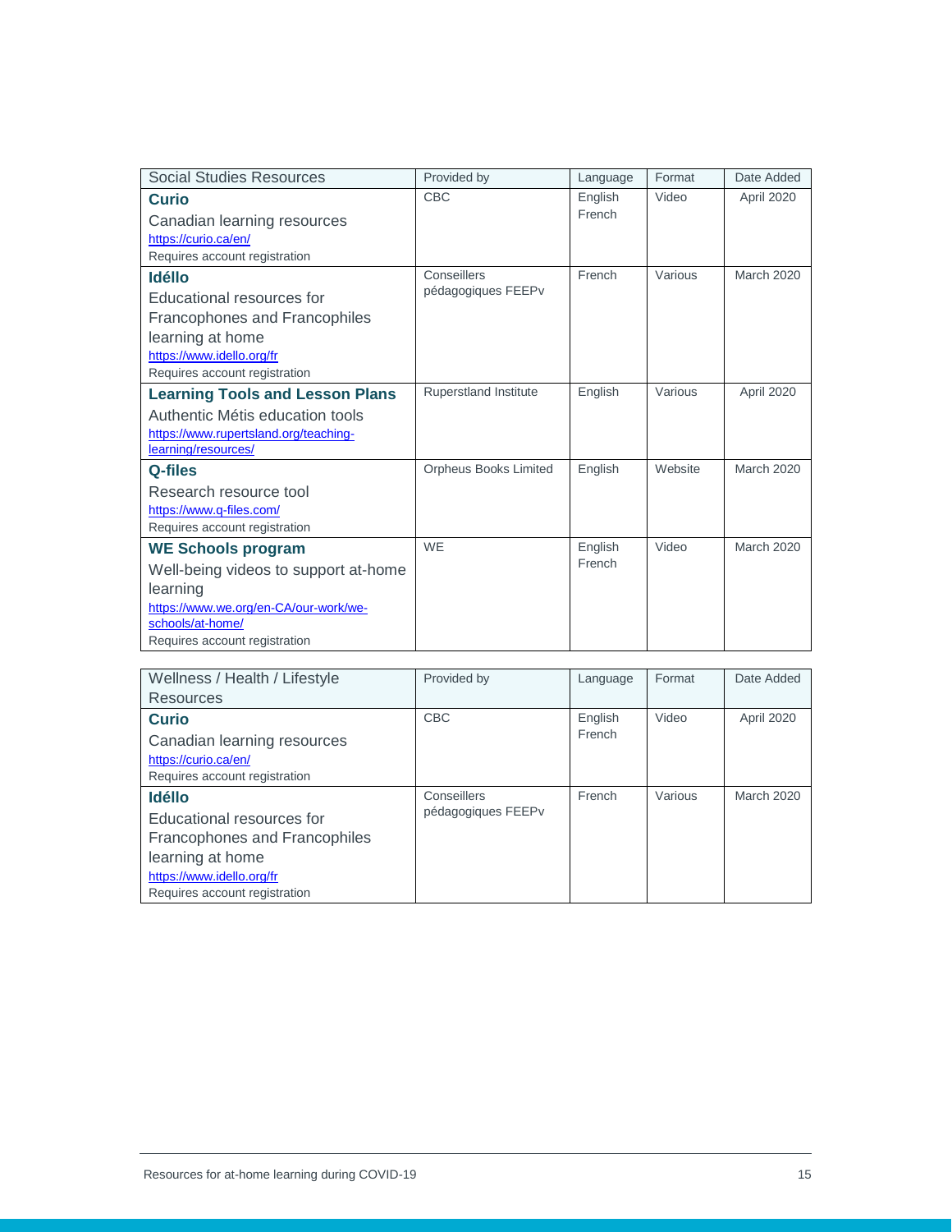| Social Studies Resources | Provided by | Language | Format | Date Added |
|---|---|---|---|---|
| **Curio**<br>Canadian learning resources<br>https://curio.ca/en/<br>Requires account registration | CBC | English<br>French | Video | April 2020 |
| **Idéllo**<br>Educational resources for Francophones and Francophiles learning at home<br>https://www.idello.org/fr<br>Requires account registration | Conseillers pédagogiques FEEPv | French | Various | March 2020 |
| **Learning Tools and Lesson Plans**<br>Authentic Métis education tools<br>https://www.rupertsland.org/teaching-learning/resources/ | Rupertsland Institute | English | Various | April 2020 |
| **Q-files**<br>Research resource tool<br>https://www.q-files.com/<br>Requires account registration | Orpheus Books Limited | English | Website | March 2020 |
| **WE Schools program**<br>Well-being videos to support at-home learning<br>https://www.we.org/en-CA/our-work/we-schools/at-home/<br>Requires account registration | WE | English<br>French | Video | March 2020 |

| Wellness / Health / Lifestyle Resources | Provided by | Language | Format | Date Added |
|---|---|---|---|---|
| **Curio**<br>Canadian learning resources<br>https://curio.ca/en/<br>Requires account registration | CBC | English<br>French | Video | April 2020 |
| **Idéllo**<br>Educational resources for Francophones and Francophiles learning at home<br>https://www.idello.org/fr<br>Requires account registration | Conseillers pédagogiques FEEPv | French | Various | March 2020 |